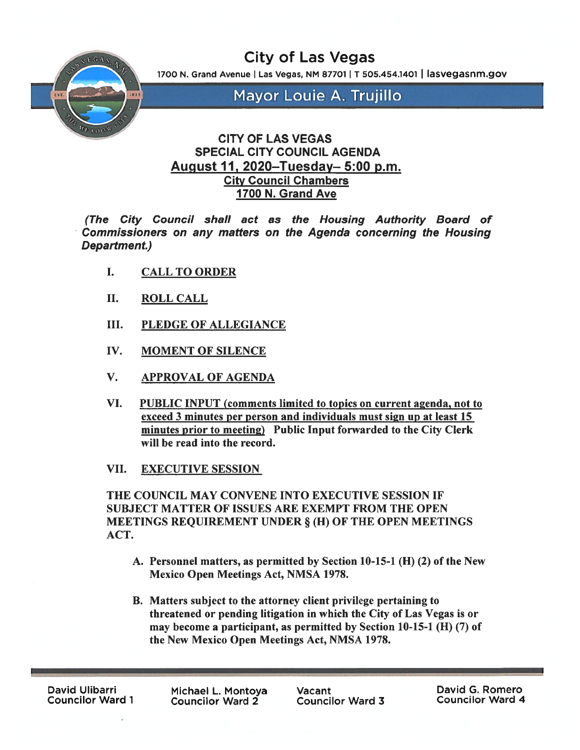# City of Las Vegas

1700 N. Grand Avenue | Las Vegas, NM 87701 | T 505.454.1401 | lasvegasnm.gov

## Mayor Louie A. Trujillo

**CITY OF LAS VEGAS**
**SPECIAL CITY COUNCIL AGENDA**
**August 11, 2020–Tuesday– 5:00 p.m.**
**City Council Chambers**
**1700 N. Grand Ave**

***(The City Council shall act as the Housing Authority Board of Commissioners on any matters on the Agenda concerning the Housing Department.)***

I. **CALL TO ORDER**

II. **ROLL CALL**

III. **PLEDGE OF ALLEGIANCE**

IV. **MOMENT OF SILENCE**

V. **APPROVAL OF AGENDA**

VI. **PUBLIC INPUT (comments limited to topics on current agenda, not to exceed 3 minutes per person and individuals must sign up at least 15 minutes prior to meeting)** **Public Input forwarded to the City Clerk will be read into the record.**

VII. **EXECUTIVE SESSION**

**THE COUNCIL MAY CONVENE INTO EXECUTIVE SESSION IF SUBJECT MATTER OF ISSUES ARE EXEMPT FROM THE OPEN MEETINGS REQUIREMENT UNDER § (H) OF THE OPEN MEETINGS ACT.**

A. **Personnel matters, as permitted by Section 10-15-1 (H) (2) of the New Mexico Open Meetings Act, NMSA 1978.**

B. **Matters subject to the attorney client privilege pertaining to threatened or pending litigation in which the City of Las Vegas is or may become a participant, as permitted by Section 10-15-1 (H) (7) of the New Mexico Open Meetings Act, NMSA 1978.**

David Ulibarri
Councilor Ward 1

Michael L. Montoya
Councilor Ward 2

Vacant
Councilor Ward 3

David G. Romero
Councilor Ward 4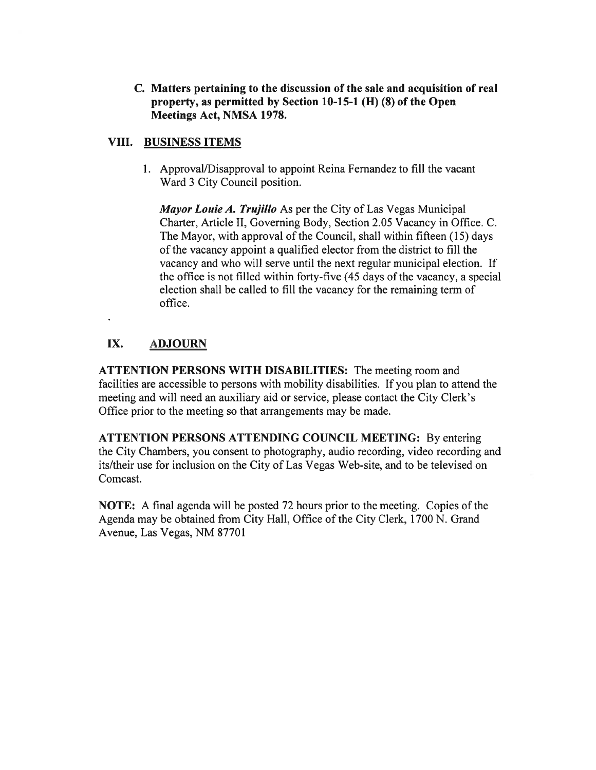**C. Matters pertaining to the discussion of the sale and acquisition of real property, as permitted by Section 10-15-1 (H) (8) of the Open Meetings Act, NMSA 1978.**

## VIII. BUSINESS ITEMS

1. Approval/Disapproval to appoint Reina Fernandez to fill the vacant Ward 3 City Council position.

   ***Mayor Louie A. Trujillo*** As per the City of Las Vegas Municipal Charter, Article II, Governing Body, Section 2.05 Vacancy in Office. C. The Mayor, with approval of the Council, shall within fifteen (15) days of the vacancy appoint a qualified elector from the district to fill the vacancy and who will serve until the next regular municipal election. If the office is not filled within forty-five (45 days of the vacancy, a special election shall be called to fill the vacancy for the remaining term of office.

## IX. ADJOURN

**ATTENTION PERSONS WITH DISABILITIES:** The meeting room and facilities are accessible to persons with mobility disabilities. If you plan to attend the meeting and will need an auxiliary aid or service, please contact the City Clerk's Office prior to the meeting so that arrangements may be made.

**ATTENTION PERSONS ATTENDING COUNCIL MEETING:** By entering the City Chambers, you consent to photography, audio recording, video recording and its/their use for inclusion on the City of Las Vegas Web-site, and to be televised on Comcast.

**NOTE:** A final agenda will be posted 72 hours prior to the meeting. Copies of the Agenda may be obtained from City Hall, Office of the City Clerk, 1700 N. Grand Avenue, Las Vegas, NM 87701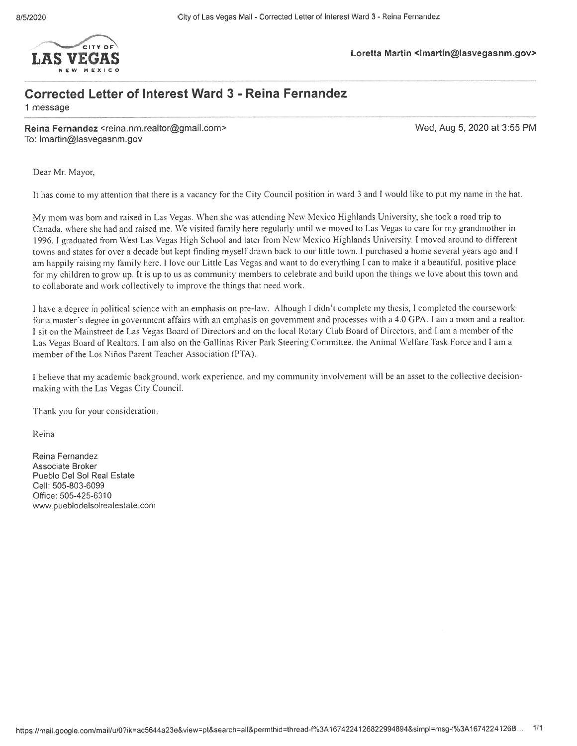Loretta Martin <lmartin@lasvegasnm.gov>

# Corrected Letter of Interest Ward 3 - Reina Fernandez

1 message

**Reina Fernandez** <reina.nm.realtor@gmail.com>
To: lmartin@lasvegasnm.gov

Wed, Aug 5, 2020 at 3:55 PM

Dear Mr. Mayor,

It has come to my attention that there is a vacancy for the City Council position in ward 3 and I would like to put my name in the hat.

My mom was born and raised in Las Vegas. When she was attending New Mexico Highlands University, she took a road trip to Canada, where she had and raised me. We visited family here regularly until we moved to Las Vegas to care for my grandmother in 1996. I graduated from West Las Vegas High School and later from New Mexico Highlands University. I moved around to different towns and states for over a decade but kept finding myself drawn back to our little town. I purchased a home several years ago and I am happily raising my family here. I love our Little Las Vegas and want to do everything I can to make it a beautiful, positive place for my children to grow up. It is up to us as community members to celebrate and build upon the things we love about this town and to collaborate and work collectively to improve the things that need work.

I have a degree in political science with an emphasis on pre-law. Alhough I didn't complete my thesis, I completed the coursework for a master's degree in government affairs with an emphasis on government and processes with a 4.0 GPA. I am a mom and a realtor. I sit on the Mainstreet de Las Vegas Board of Directors and on the local Rotary Club Board of Directors, and I am a member of the Las Vegas Board of Realtors. I am also on the Gallinas River Park Steering Committee, the Animal Welfare Task Force and I am a member of the Los Niños Parent Teacher Association (PTA).

I believe that my academic background, work experience, and my community involvement will be an asset to the collective decision-making with the Las Vegas City Council.

Thank you for your consideration,

Reina

Reina Fernandez
Associate Broker
Pueblo Del Sol Real Estate
Cell: 505-803-6099
Office: 505-425-6310
www.pueblodelsolrealestate.com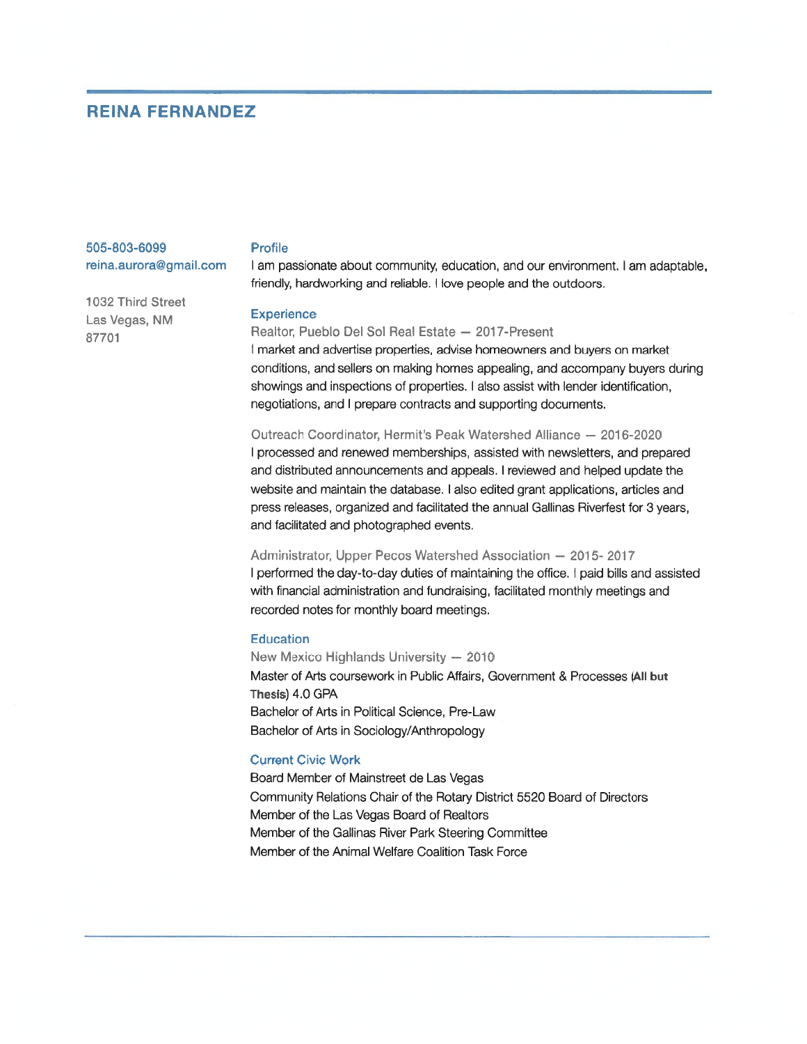# REINA FERNANDEZ

505-803-6099
reina.aurora@gmail.com

1032 Third Street
Las Vegas, NM
87701

## Profile

I am passionate about community, education, and our environment. I am adaptable, friendly, hardworking and reliable. I love people and the outdoors.

## Experience

Realtor, Pueblo Del Sol Real Estate — 2017-Present

I market and advertise properties, advise homeowners and buyers on market conditions, and sellers on making homes appealing, and accompany buyers during showings and inspections of properties. I also assist with lender identification, negotiations, and I prepare contracts and supporting documents.

Outreach Coordinator, Hermit's Peak Watershed Alliance — 2016-2020

I processed and renewed memberships, assisted with newsletters, and prepared and distributed announcements and appeals. I reviewed and helped update the website and maintain the database. I also edited grant applications, articles and press releases, organized and facilitated the annual Gallinas Riverfest for 3 years, and facilitated and photographed events.

Administrator, Upper Pecos Watershed Association — 2015- 2017

I performed the day-to-day duties of maintaining the office. I paid bills and assisted with financial administration and fundraising, facilitated monthly meetings and recorded notes for monthly board meetings.

## Education

New Mexico Highlands University — 2010

Master of Arts coursework in Public Affairs, Government & Processes (**All but Thesis**) 4.0 GPA
Bachelor of Arts in Political Science, Pre-Law
Bachelor of Arts in Sociology/Anthropology

## Current Civic Work

Board Member of Mainstreet de Las Vegas
Community Relations Chair of the Rotary District 5520 Board of Directors
Member of the Las Vegas Board of Realtors
Member of the Gallinas River Park Steering Committee
Member of the Animal Welfare Coalition Task Force